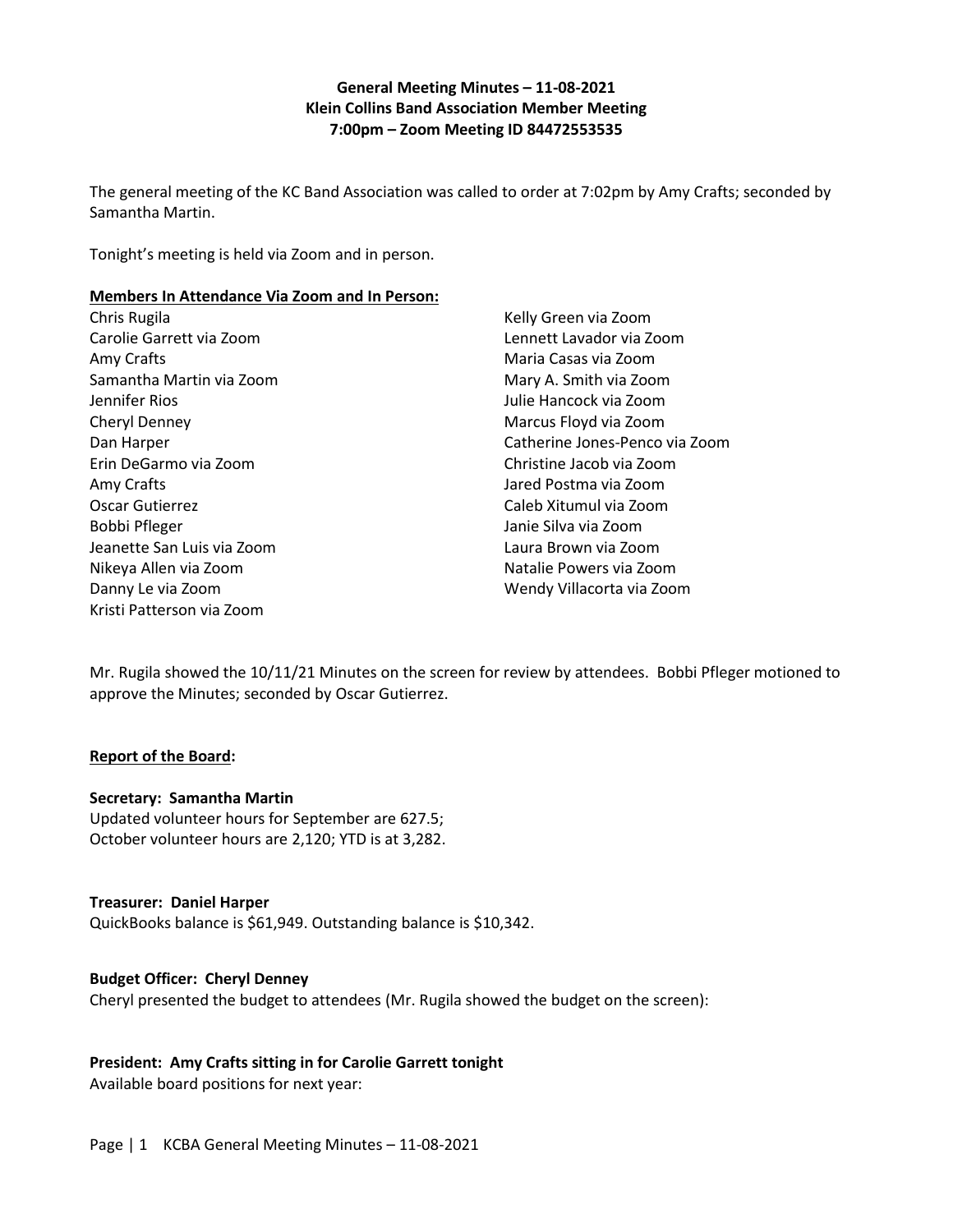**General Meeting Minutes – 11-08-2021**
**Klein Collins Band Association Member Meeting**
**7:00pm – Zoom Meeting ID 84472553535**

The general meeting of the KC Band Association was called to order at 7:02pm by Amy Crafts; seconded by Samantha Martin.

Tonight's meeting is held via Zoom and in person.

**Members In Attendance Via Zoom and In Person:**

Chris Rugila
Carolie Garrett via Zoom
Amy Crafts
Samantha Martin via Zoom
Jennifer Rios
Cheryl Denney
Dan Harper
Erin DeGarmo via Zoom
Amy Crafts
Oscar Gutierrez
Bobbi Pfleger
Jeanette San Luis via Zoom
Nikeya Allen via Zoom
Danny Le via Zoom
Kristi Patterson via Zoom
Kelly Green via Zoom
Lennett Lavador via Zoom
Maria Casas via Zoom
Mary A. Smith via Zoom
Julie Hancock via Zoom
Marcus Floyd via Zoom
Catherine Jones-Penco via Zoom
Christine Jacob via Zoom
Jared Postma via Zoom
Caleb Xitumul via Zoom
Janie Silva via Zoom
Laura Brown via Zoom
Natalie Powers via Zoom
Wendy Villacorta via Zoom

Mr. Rugila showed the 10/11/21 Minutes on the screen for review by attendees. Bobbi Pfleger motioned to approve the Minutes; seconded by Oscar Gutierrez.

**Report of the Board:**

**Secretary: Samantha Martin**
Updated volunteer hours for September are 627.5;
October volunteer hours are 2,120; YTD is at 3,282.

**Treasurer: Daniel Harper**
QuickBooks balance is $61,949. Outstanding balance is $10,342.

**Budget Officer: Cheryl Denney**
Cheryl presented the budget to attendees (Mr. Rugila showed the budget on the screen):

**President: Amy Crafts sitting in for Carolie Garrett tonight**
Available board positions for next year: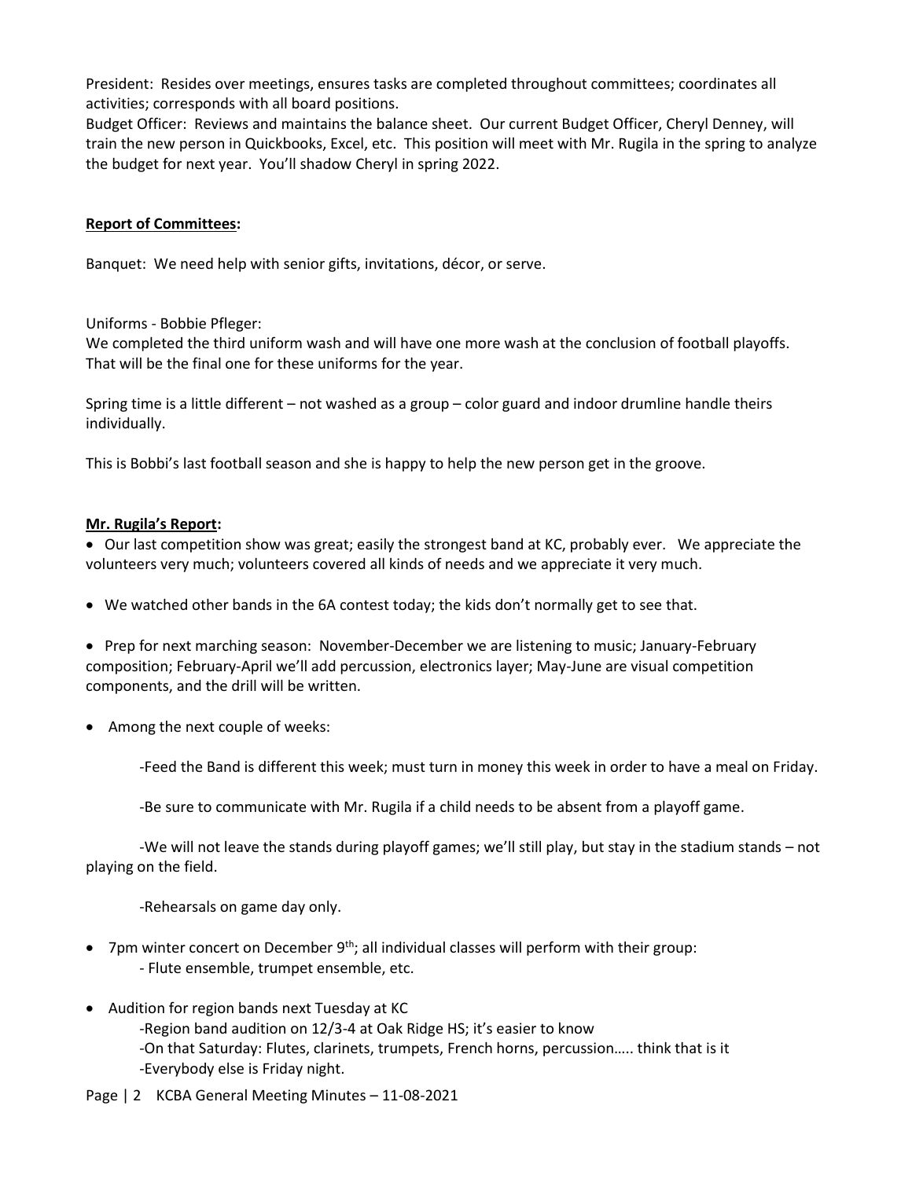President: Resides over meetings, ensures tasks are completed throughout committees; coordinates all activities; corresponds with all board positions.
Budget Officer: Reviews and maintains the balance sheet. Our current Budget Officer, Cheryl Denney, will train the new person in Quickbooks, Excel, etc. This position will meet with Mr. Rugila in the spring to analyze the budget for next year. You'll shadow Cheryl in spring 2022.

**Report of Committees:**

Banquet: We need help with senior gifts, invitations, décor, or serve.

Uniforms - Bobbie Pfleger:
We completed the third uniform wash and will have one more wash at the conclusion of football playoffs. That will be the final one for these uniforms for the year.

Spring time is a little different – not washed as a group – color guard and indoor drumline handle theirs individually.

This is Bobbi's last football season and she is happy to help the new person get in the groove.

**Mr. Rugila's Report:**

- Our last competition show was great; easily the strongest band at KC, probably ever. We appreciate the volunteers very much; volunteers covered all kinds of needs and we appreciate it very much.
- We watched other bands in the 6A contest today; the kids don't normally get to see that.
- Prep for next marching season: November-December we are listening to music; January-February composition; February-April we'll add percussion, electronics layer; May-June are visual competition components, and the drill will be written.
- Among the next couple of weeks:
  - -Feed the Band is different this week; must turn in money this week in order to have a meal on Friday.
  - -Be sure to communicate with Mr. Rugila if a child needs to be absent from a playoff game.
  - -We will not leave the stands during playoff games; we'll still play, but stay in the stadium stands – not playing on the field.
  - -Rehearsals on game day only.
- 7pm winter concert on December 9th; all individual classes will perform with their group:
  - Flute ensemble, trumpet ensemble, etc.
- Audition for region bands next Tuesday at KC
  - -Region band audition on 12/3-4 at Oak Ridge HS; it's easier to know
  - -On that Saturday: Flutes, clarinets, trumpets, French horns, percussion….. think that is it
  - -Everybody else is Friday night.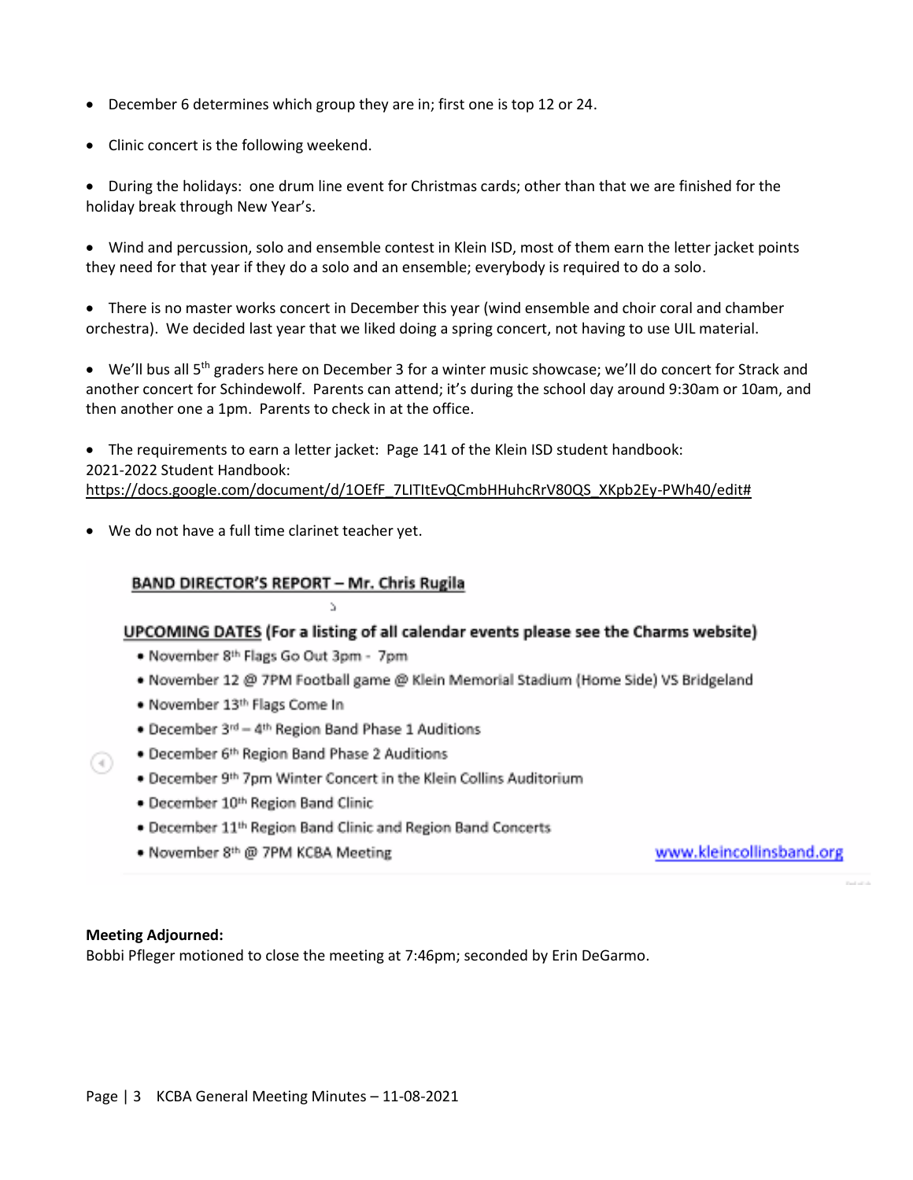- December 6 determines which group they are in; first one is top 12 or 24.
- Clinic concert is the following weekend.
- During the holidays: one drum line event for Christmas cards; other than that we are finished for the holiday break through New Year's.
- Wind and percussion, solo and ensemble contest in Klein ISD, most of them earn the letter jacket points they need for that year if they do a solo and an ensemble; everybody is required to do a solo.
- There is no master works concert in December this year (wind ensemble and choir coral and chamber orchestra). We decided last year that we liked doing a spring concert, not having to use UIL material.
- We'll bus all 5th graders here on December 3 for a winter music showcase; we'll do concert for Strack and another concert for Schindewolf. Parents can attend; it's during the school day around 9:30am or 10am, and then another one a 1pm. Parents to check in at the office.
- The requirements to earn a letter jacket: Page 141 of the Klein ISD student handbook: 2021-2022 Student Handbook: https://docs.google.com/document/d/1OEfF_7LITItEvQCmbHHuhcRrV80QS_XKpb2Ey-PWh40/edit#
- We do not have a full time clarinet teacher yet.

**BAND DIRECTOR'S REPORT – Mr. Chris Rugila**

**UPCOMING DATES (For a listing of all calendar events please see the Charms website)**

- November 8th Flags Go Out 3pm - 7pm
- November 12 @ 7PM Football game @ Klein Memorial Stadium (Home Side) VS Bridgeland
- November 13th Flags Come In
- December 3rd – 4th Region Band Phase 1 Auditions
- December 6th Region Band Phase 2 Auditions
- December 9th 7pm Winter Concert in the Klein Collins Auditorium
- December 10th Region Band Clinic
- December 11th Region Band Clinic and Region Band Concerts
- November 8th @ 7PM KCBA Meeting

www.kleincollinsband.org

**Meeting Adjourned:**
Bobbi Pfleger motioned to close the meeting at 7:46pm; seconded by Erin DeGarmo.